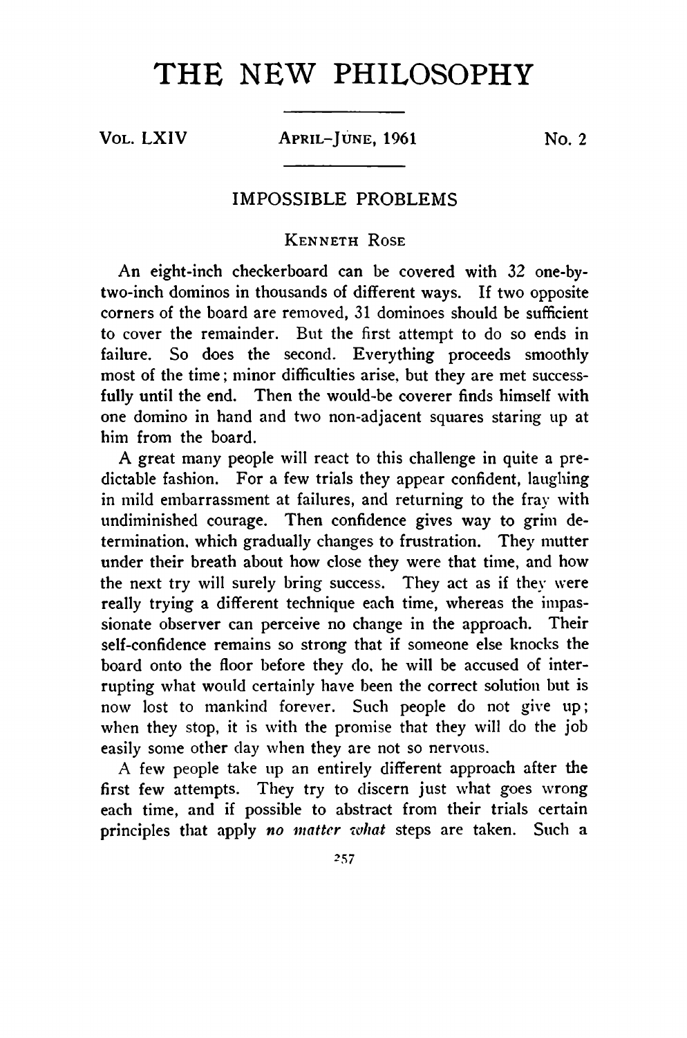# THE NEW PHILOSOPHY

Vol. LXIV — April–June, 1961 — No. 2

## IMPOSSIBLE PROBLEMS

Kenneth Rose

An eight-inch checkerboard can be covered with 32 one-by-two-inch dominos in thousands of different ways. If two opposite corners of the board are removed, 31 dominoes should be sufficient to cover the remainder. But the first attempt to do so ends in failure. So does the second. Everything proceeds smoothly most of the time; minor difficulties arise, but they are met successfully until the end. Then the would-be coverer finds himself with one domino in hand and two non-adjacent squares staring up at him from the board.

A great many people will react to this challenge in quite a predictable fashion. For a few trials they appear confident, laughing in mild embarrassment at failures, and returning to the fray with undiminished courage. Then confidence gives way to grim determination, which gradually changes to frustration. They mutter under their breath about how close they were that time, and how the next try will surely bring success. They act as if they were really trying a different technique each time, whereas the impassionate observer can perceive no change in the approach. Their self-confidence remains so strong that if someone else knocks the board onto the floor before they do, he will be accused of interrupting what would certainly have been the correct solution but is now lost to mankind forever. Such people do not give up; when they stop, it is with the promise that they will do the job easily some other day when they are not so nervous.

A few people take up an entirely different approach after the first few attempts. They try to discern just what goes wrong each time, and if possible to abstract from their trials certain principles that apply *no matter what* steps are taken. Such a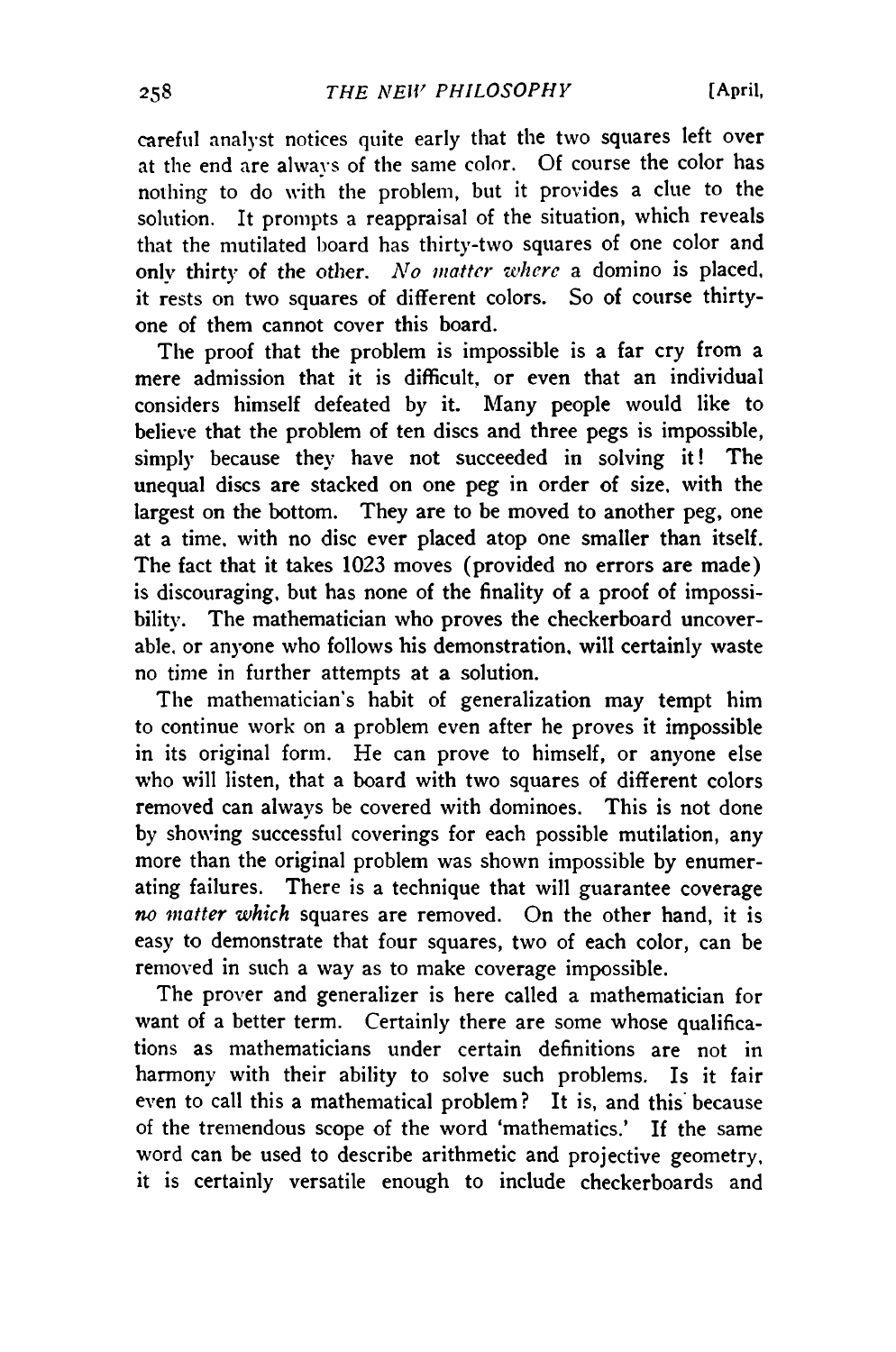careful analyst notices quite early that the two squares left over at the end are always of the same color. Of course the color has nothing to do with the problem, but it provides a clue to the solution. It prompts a reappraisal of the situation, which reveals that the mutilated board has thirty-two squares of one color and only thirty of the other. *No matter where* a domino is placed, it rests on two squares of different colors. So of course thirty-one of them cannot cover this board.

The proof that the problem is impossible is a far cry from a mere admission that it is difficult, or even that an individual considers himself defeated by it. Many people would like to believe that the problem of ten discs and three pegs is impossible, simply because they have not succeeded in solving it! The unequal discs are stacked on one peg in order of size, with the largest on the bottom. They are to be moved to another peg, one at a time, with no disc ever placed atop one smaller than itself. The fact that it takes 1023 moves (provided no errors are made) is discouraging, but has none of the finality of a proof of impossibility. The mathematician who proves the checkerboard uncoverable, or anyone who follows his demonstration, will certainly waste no time in further attempts at a solution.

The mathematician's habit of generalization may tempt him to continue work on a problem even after he proves it impossible in its original form. He can prove to himself, or anyone else who will listen, that a board with two squares of different colors removed can always be covered with dominoes. This is not done by showing successful coverings for each possible mutilation, any more than the original problem was shown impossible by enumerating failures. There is a technique that will guarantee coverage *no matter which* squares are removed. On the other hand, it is easy to demonstrate that four squares, two of each color, can be removed in such a way as to make coverage impossible.

The prover and generalizer is here called a mathematician for want of a better term. Certainly there are some whose qualifications as mathematicians under certain definitions are not in harmony with their ability to solve such problems. Is it fair even to call this a mathematical problem? It is, and this because of the tremendous scope of the word 'mathematics.' If the same word can be used to describe arithmetic and projective geometry, it is certainly versatile enough to include checkerboards and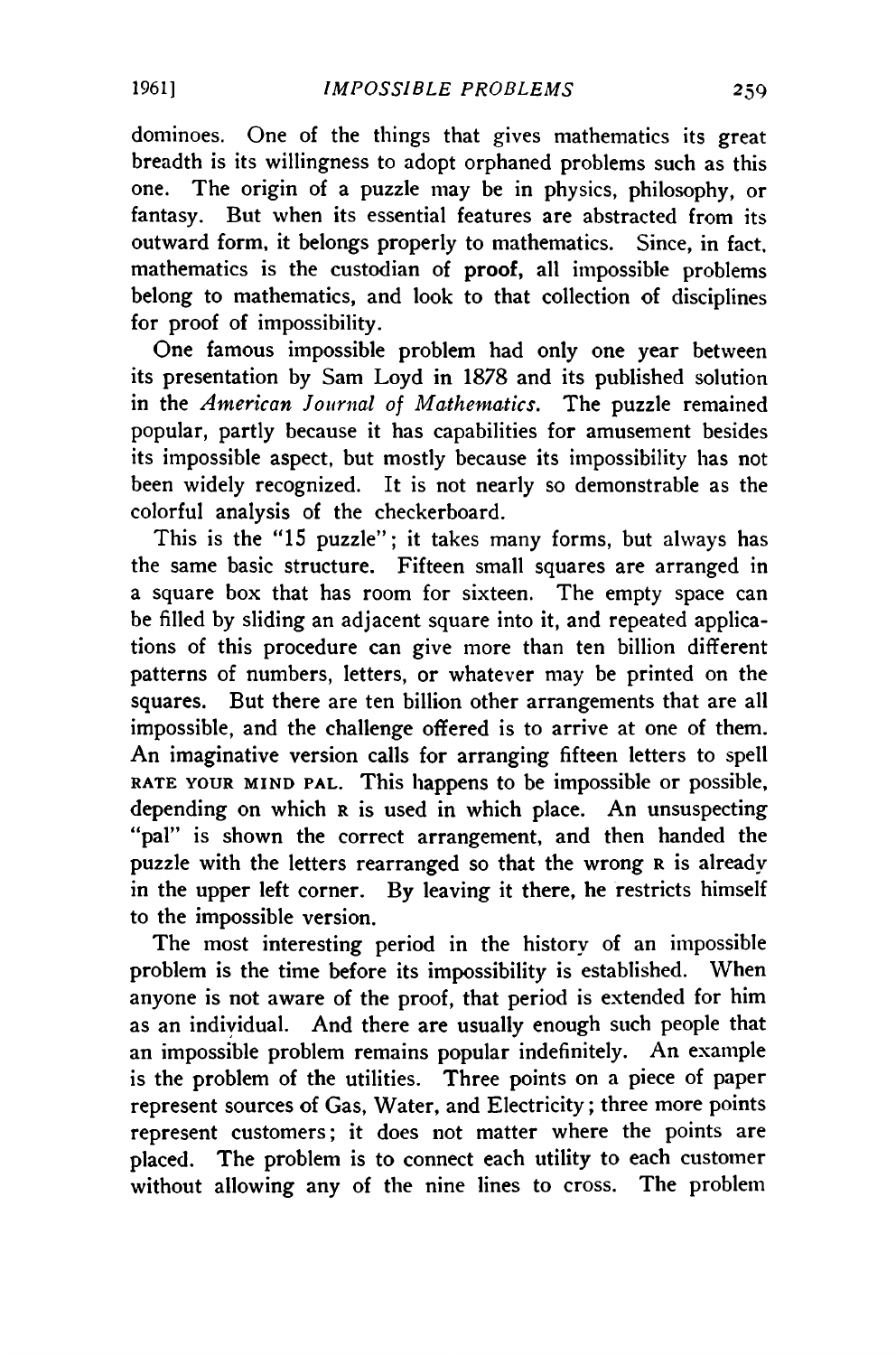dominoes. One of the things that gives mathematics its great breadth is its willingness to adopt orphaned problems such as this one. The origin of a puzzle may be in physics, philosophy, or fantasy. But when its essential features are abstracted from its outward form, it belongs properly to mathematics. Since, in fact, mathematics is the custodian of **proof**, all impossible problems belong to mathematics, and look to that collection of disciplines for proof of impossibility.

One famous impossible problem had only one year between its presentation by Sam Loyd in 1878 and its published solution in the *American Journal of Mathematics.* The puzzle remained popular, partly because it has capabilities for amusement besides its impossible aspect, but mostly because its impossibility has not been widely recognized. It is not nearly so demonstrable as the colorful analysis of the checkerboard.

This is the "15 puzzle"; it takes many forms, but always has the same basic structure. Fifteen small squares are arranged in a square box that has room for sixteen. The empty space can be filled by sliding an adjacent square into it, and repeated applications of this procedure can give more than ten billion different patterns of numbers, letters, or whatever may be printed on the squares. But there are ten billion other arrangements that are all impossible, and the challenge offered is to arrive at one of them. An imaginative version calls for arranging fifteen letters to spell RATE YOUR MIND PAL. This happens to be impossible or possible, depending on which R is used in which place. An unsuspecting "pal" is shown the correct arrangement, and then handed the puzzle with the letters rearranged so that the wrong R is already in the upper left corner. By leaving it there, he restricts himself to the impossible version.

The most interesting period in the history of an impossible problem is the time before its impossibility is established. When anyone is not aware of the proof, that period is extended for him as an individual. And there are usually enough such people that an impossible problem remains popular indefinitely. An example is the problem of the utilities. Three points on a piece of paper represent sources of Gas, Water, and Electricity; three more points represent customers; it does not matter where the points are placed. The problem is to connect each utility to each customer without allowing any of the nine lines to cross. The problem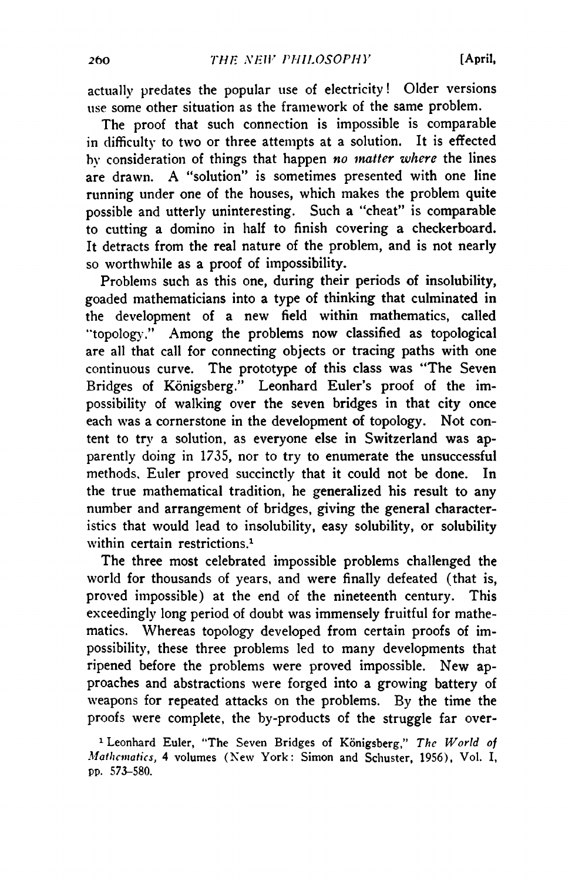actually predates the popular use of electricity! Older versions use some other situation as the framework of the same problem.

The proof that such connection is impossible is comparable in difficulty to two or three attempts at a solution. It is effected by consideration of things that happen *no matter where* the lines are drawn. A "solution" is sometimes presented with one line running under one of the houses, which makes the problem quite possible and utterly uninteresting. Such a "cheat" is comparable to cutting a domino in half to finish covering a checkerboard. It detracts from the real nature of the problem, and is not nearly so worthwhile as a proof of impossibility.

Problems such as this one, during their periods of insolubility, goaded mathematicians into a type of thinking that culminated in the development of a new field within mathematics, called "topology." Among the problems now classified as topological are all that call for connecting objects or tracing paths with one continuous curve. The prototype of this class was "The Seven Bridges of Königsberg." Leonhard Euler's proof of the impossibility of walking over the seven bridges in that city once each was a cornerstone in the development of topology. Not content to try a solution, as everyone else in Switzerland was apparently doing in 1735, nor to try to enumerate the unsuccessful methods, Euler proved succinctly that it could not be done. In the true mathematical tradition, he generalized his result to any number and arrangement of bridges, giving the general characteristics that would lead to insolubility, easy solubility, or solubility within certain restrictions.[1]

The three most celebrated impossible problems challenged the world for thousands of years, and were finally defeated (that is, proved impossible) at the end of the nineteenth century. This exceedingly long period of doubt was immensely fruitful for mathematics. Whereas topology developed from certain proofs of impossibility, these three problems led to many developments that ripened before the problems were proved impossible. New approaches and abstractions were forged into a growing battery of weapons for repeated attacks on the problems. By the time the proofs were complete, the by-products of the struggle far over-

[1] Leonhard Euler, "The Seven Bridges of Königsberg," *The World of Mathematics*, 4 volumes (New York: Simon and Schuster, 1956), Vol. I, pp. 573–580.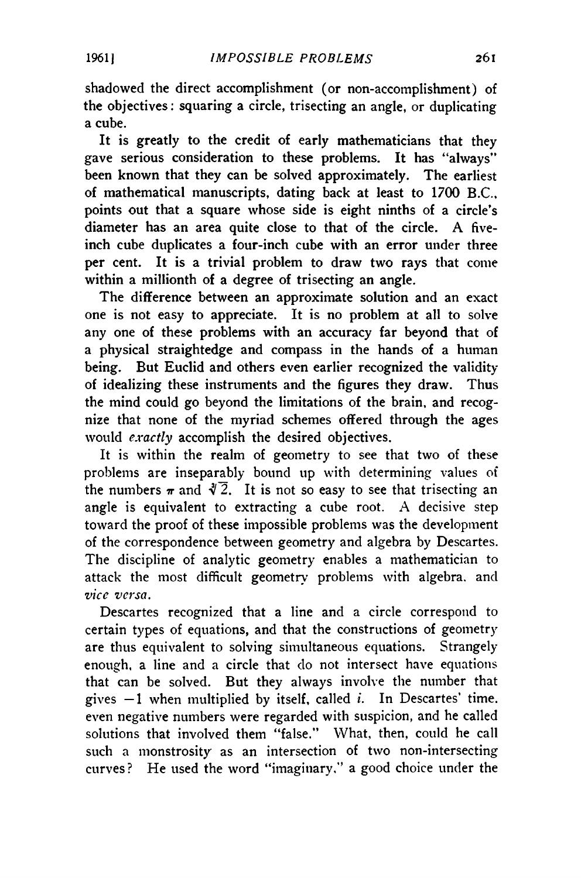shadowed the direct accomplishment (or non-accomplishment) of the objectives: squaring a circle, trisecting an angle, or duplicating a cube.

It is greatly to the credit of early mathematicians that they gave serious consideration to these problems. It has "always" been known that they can be solved approximately. The earliest of mathematical manuscripts, dating back at least to 1700 B.C., points out that a square whose side is eight ninths of a circle's diameter has an area quite close to that of the circle. A five-inch cube duplicates a four-inch cube with an error under three per cent. It is a trivial problem to draw two rays that come within a millionth of a degree of trisecting an angle.

The difference between an approximate solution and an exact one is not easy to appreciate. It is no problem at all to solve any one of these problems with an accuracy far beyond that of a physical straightedge and compass in the hands of a human being. But Euclid and others even earlier recognized the validity of idealizing these instruments and the figures they draw. Thus the mind could go beyond the limitations of the brain, and recognize that none of the myriad schemes offered through the ages would *exactly* accomplish the desired objectives.

It is within the realm of geometry to see that two of these problems are inseparably bound up with determining values of the numbers $\pi$ and $\sqrt[3]{2}$. It is not so easy to see that trisecting an angle is equivalent to extracting a cube root. A decisive step toward the proof of these impossible problems was the development of the correspondence between geometry and algebra by Descartes. The discipline of analytic geometry enables a mathematician to attack the most difficult geometry problems with algebra, and *vice versa*.

Descartes recognized that a line and a circle correspond to certain types of equations, and that the constructions of geometry are thus equivalent to solving simultaneous equations. Strangely enough, a line and a circle that do not intersect have equations that can be solved. But they always involve the number that gives $-1$ when multiplied by itself, called $i$. In Descartes' time, even negative numbers were regarded with suspicion, and he called solutions that involved them "false." What, then, could he call such a monstrosity as an intersection of two non-intersecting curves? He used the word "imaginary," a good choice under the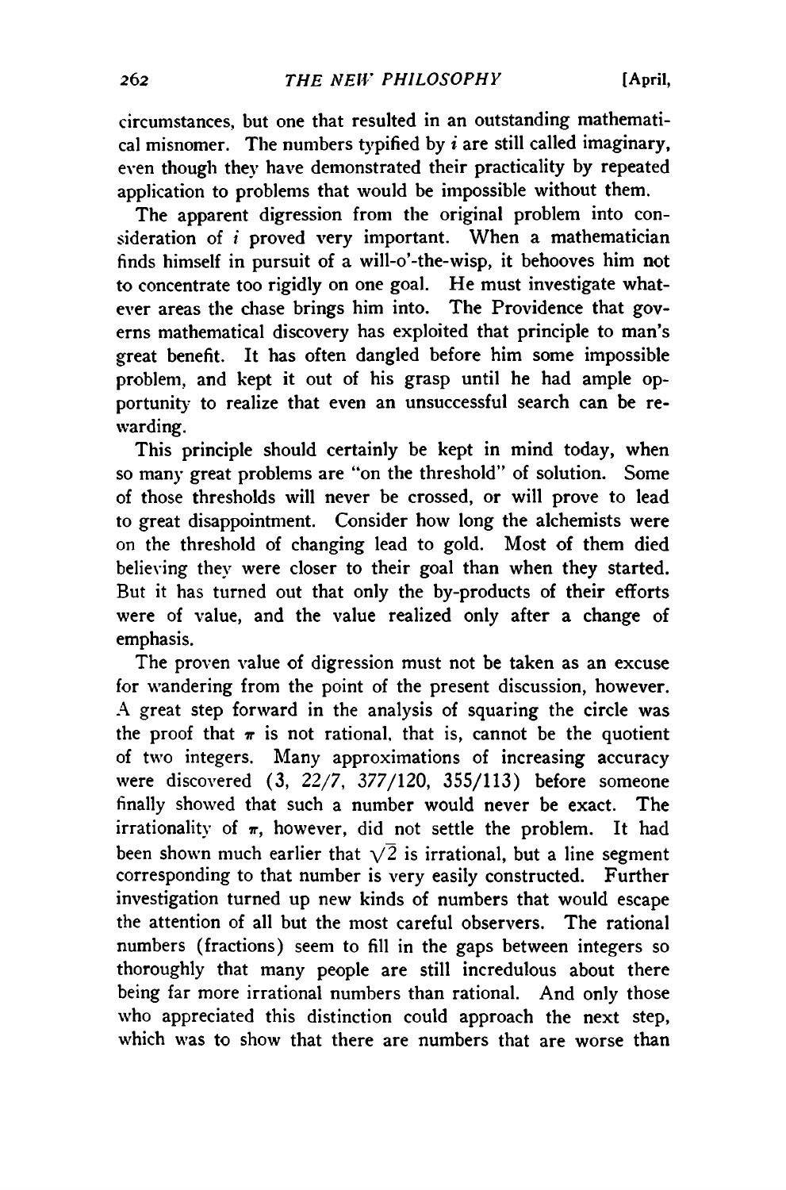circumstances, but one that resulted in an outstanding mathematical misnomer. The numbers typified by $i$ are still called imaginary, even though they have demonstrated their practicality by repeated application to problems that would be impossible without them.

The apparent digression from the original problem into consideration of $i$ proved very important. When a mathematician finds himself in pursuit of a will-o'-the-wisp, it behooves him not to concentrate too rigidly on one goal. He must investigate whatever areas the chase brings him into. The Providence that governs mathematical discovery has exploited that principle to man's great benefit. It has often dangled before him some impossible problem, and kept it out of his grasp until he had ample opportunity to realize that even an unsuccessful search can be rewarding.

This principle should certainly be kept in mind today, when so many great problems are "on the threshold" of solution. Some of those thresholds will never be crossed, or will prove to lead to great disappointment. Consider how long the alchemists were on the threshold of changing lead to gold. Most of them died believing they were closer to their goal than when they started. But it has turned out that only the by-products of their efforts were of value, and the value realized only after a change of emphasis.

The proven value of digression must not be taken as an excuse for wandering from the point of the present discussion, however. A great step forward in the analysis of squaring the circle was the proof that $\pi$ is not rational, that is, cannot be the quotient of two integers. Many approximations of increasing accuracy were discovered (3, 22/7, 377/120, 355/113) before someone finally showed that such a number would never be exact. The irrationality of $\pi$, however, did not settle the problem. It had been shown much earlier that $\sqrt{2}$ is irrational, but a line segment corresponding to that number is very easily constructed. Further investigation turned up new kinds of numbers that would escape the attention of all but the most careful observers. The rational numbers (fractions) seem to fill in the gaps between integers so thoroughly that many people are still incredulous about there being far more irrational numbers than rational. And only those who appreciated this distinction could approach the next step, which was to show that there are numbers that are worse than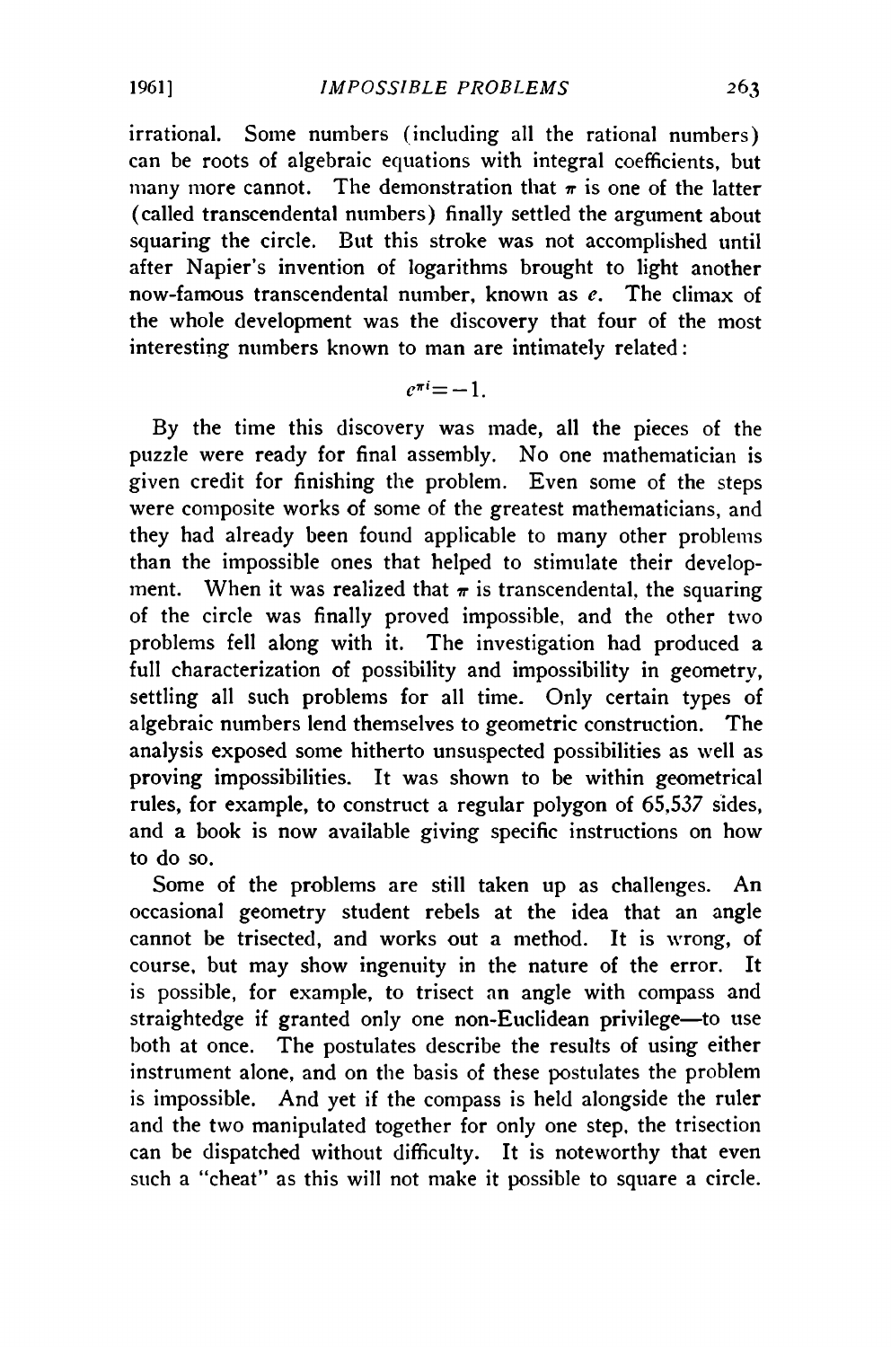irrational. Some numbers (including all the rational numbers) can be roots of algebraic equations with integral coefficients, but many more cannot. The demonstration that $\pi$ is one of the latter (called transcendental numbers) finally settled the argument about squaring the circle. But this stroke was not accomplished until after Napier's invention of logarithms brought to light another now-famous transcendental number, known as $e$. The climax of the whole development was the discovery that four of the most interesting numbers known to man are intimately related:

$$e^{\pi i} = -1.$$

By the time this discovery was made, all the pieces of the puzzle were ready for final assembly. No one mathematician is given credit for finishing the problem. Even some of the steps were composite works of some of the greatest mathematicians, and they had already been found applicable to many other problems than the impossible ones that helped to stimulate their development. When it was realized that $\pi$ is transcendental, the squaring of the circle was finally proved impossible, and the other two problems fell along with it. The investigation had produced a full characterization of possibility and impossibility in geometry, settling all such problems for all time. Only certain types of algebraic numbers lend themselves to geometric construction. The analysis exposed some hitherto unsuspected possibilities as well as proving impossibilities. It was shown to be within geometrical rules, for example, to construct a regular polygon of 65,537 sides, and a book is now available giving specific instructions on how to do so.

Some of the problems are still taken up as challenges. An occasional geometry student rebels at the idea that an angle cannot be trisected, and works out a method. It is wrong, of course, but may show ingenuity in the nature of the error. It is possible, for example, to trisect an angle with compass and straightedge if granted only one non-Euclidean privilege—to use both at once. The postulates describe the results of using either instrument alone, and on the basis of these postulates the problem is impossible. And yet if the compass is held alongside the ruler and the two manipulated together for only one step, the trisection can be dispatched without difficulty. It is noteworthy that even such a "cheat" as this will not make it possible to square a circle.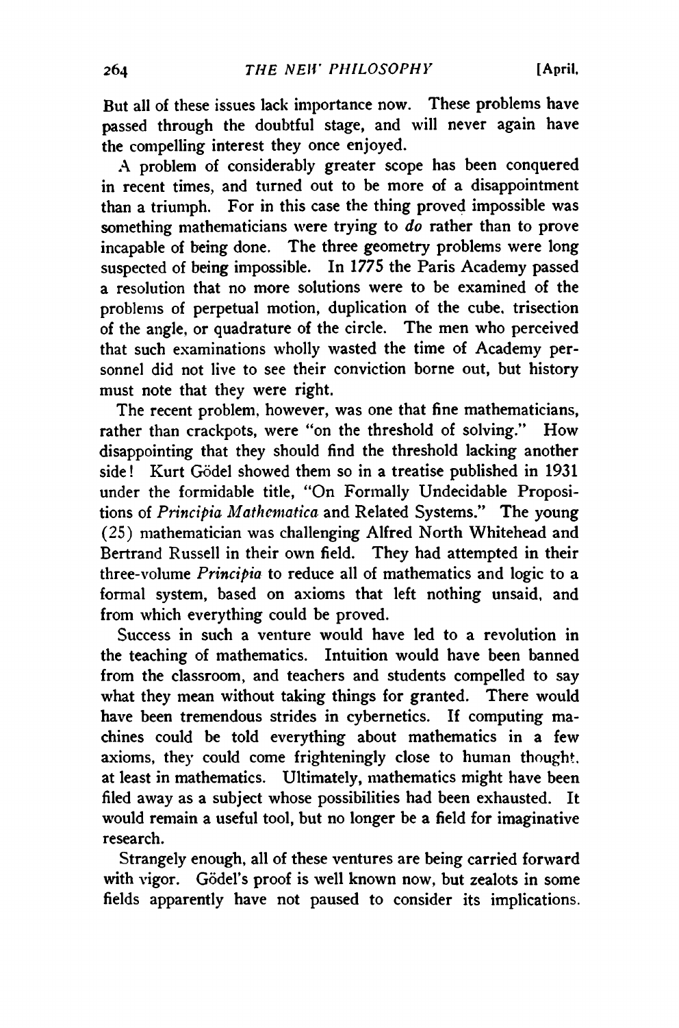But all of these issues lack importance now. These problems have passed through the doubtful stage, and will never again have the compelling interest they once enjoyed.

A problem of considerably greater scope has been conquered in recent times, and turned out to be more of a disappointment than a triumph. For in this case the thing proved impossible was something mathematicians were trying to *do* rather than to prove incapable of being done. The three geometry problems were long suspected of being impossible. In 1775 the Paris Academy passed a resolution that no more solutions were to be examined of the problems of perpetual motion, duplication of the cube, trisection of the angle, or quadrature of the circle. The men who perceived that such examinations wholly wasted the time of Academy personnel did not live to see their conviction borne out, but history must note that they were right.

The recent problem, however, was one that fine mathematicians, rather than crackpots, were "on the threshold of solving." How disappointing that they should find the threshold lacking another side! Kurt Gödel showed them so in a treatise published in 1931 under the formidable title, "On Formally Undecidable Propositions of *Principia Mathematica* and Related Systems." The young (25) mathematician was challenging Alfred North Whitehead and Bertrand Russell in their own field. They had attempted in their three-volume *Principia* to reduce all of mathematics and logic to a formal system, based on axioms that left nothing unsaid, and from which everything could be proved.

Success in such a venture would have led to a revolution in the teaching of mathematics. Intuition would have been banned from the classroom, and teachers and students compelled to say what they mean without taking things for granted. There would have been tremendous strides in cybernetics. If computing machines could be told everything about mathematics in a few axioms, they could come frighteningly close to human thought, at least in mathematics. Ultimately, mathematics might have been filed away as a subject whose possibilities had been exhausted. It would remain a useful tool, but no longer be a field for imaginative research.

Strangely enough, all of these ventures are being carried forward with vigor. Gödel's proof is well known now, but zealots in some fields apparently have not paused to consider its implications.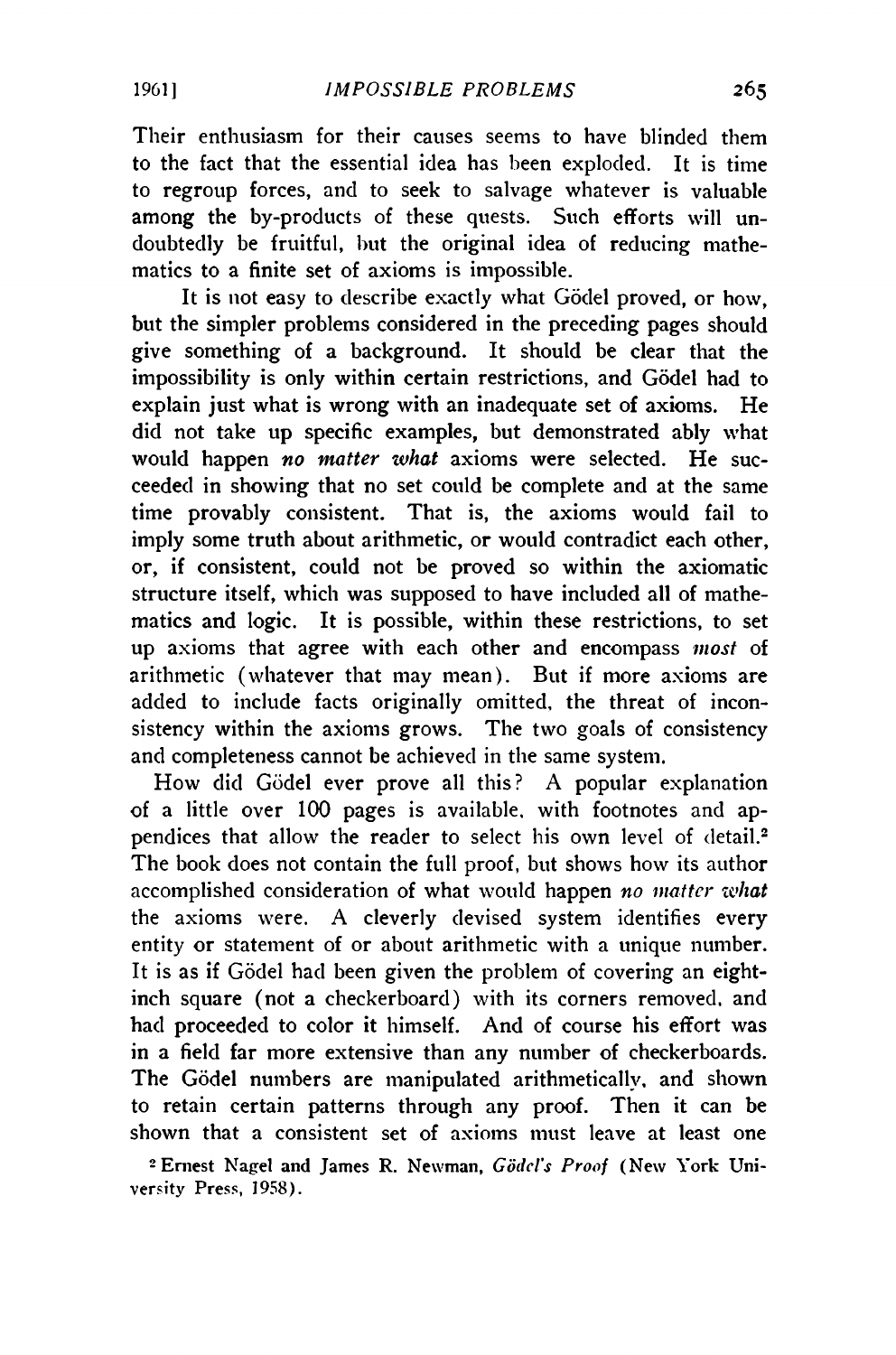Their enthusiasm for their causes seems to have blinded them to the fact that the essential idea has been exploded. It is time to regroup forces, and to seek to salvage whatever is valuable among the by-products of these quests. Such efforts will undoubtedly be fruitful, but the original idea of reducing mathematics to a finite set of axioms is impossible.

It is not easy to describe exactly what Gödel proved, or how, but the simpler problems considered in the preceding pages should give something of a background. It should be clear that the impossibility is only within certain restrictions, and Gödel had to explain just what is wrong with an inadequate set of axioms. He did not take up specific examples, but demonstrated ably what would happen *no matter what* axioms were selected. He succeeded in showing that no set could be complete and at the same time provably consistent. That is, the axioms would fail to imply some truth about arithmetic, or would contradict each other, or, if consistent, could not be proved so within the axiomatic structure itself, which was supposed to have included all of mathematics and logic. It is possible, within these restrictions, to set up axioms that agree with each other and encompass *most* of arithmetic (whatever that may mean). But if more axioms are added to include facts originally omitted, the threat of inconsistency within the axioms grows. The two goals of consistency and completeness cannot be achieved in the same system.

How did Gödel ever prove all this? A popular explanation of a little over 100 pages is available, with footnotes and appendices that allow the reader to select his own level of detail.[2] The book does not contain the full proof, but shows how its author accomplished consideration of what would happen *no matter what* the axioms were. A cleverly devised system identifies every entity or statement of or about arithmetic with a unique number. It is as if Gödel had been given the problem of covering an eight-inch square (not a checkerboard) with its corners removed, and had proceeded to color it himself. And of course his effort was in a field far more extensive than any number of checkerboards. The Gödel numbers are manipulated arithmetically, and shown to retain certain patterns through any proof. Then it can be shown that a consistent set of axioms must leave at least one

[2] Ernest Nagel and James R. Newman, *Gödel's Proof* (New York University Press, 1958).